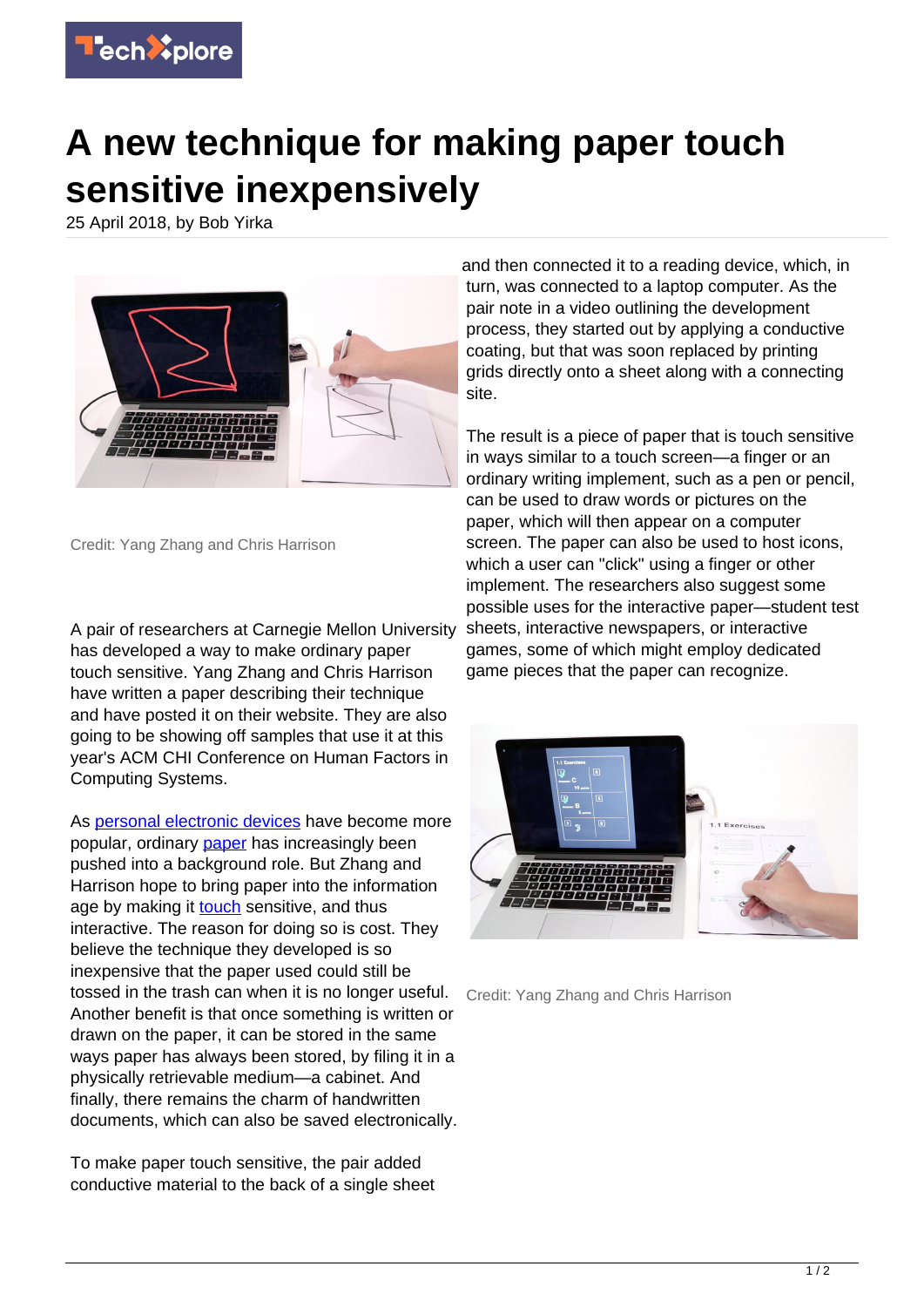# A new technique for making paper touch sensitive inexpensively

25 April 2018, by Bob Yirka

Credit: Yang Zhang and Chris Harrison

A pair of researchers at Carnegie Mellon University has developed a way to make ordinary paper touch sensitive. Yang Zhang and Chris Harrison have written a paper describing their technique and have posted it on their website. They are also going to be showing off samples that use it at this year's ACM CHI Conference on Human Factors in Computing Systems.

As personal electronic devices have become more popular, ordinary paper has increasingly been pushed into a background role. But Zhang and Harrison hope to bring paper into the information age by making it touch sensitive, and thus interactive. The reason for doing so is cost. They believe the technique they developed is so inexpensive that the paper used could still be tossed in the trash can when it is no longer useful. Another benefit is that once something is written or drawn on the paper, it can be stored in the same ways paper has always been stored, by filing it in a physically retrievable medium—a cabinet. And finally, there remains the charm of handwritten documents, which can also be saved electronically.

To make paper touch sensitive, the pair added conductive material to the back of a single sheet and then connected it to a reading device, which, in turn, was connected to a laptop computer. As the pair note in a video outlining the development process, they started out by applying a conductive coating, but that was soon replaced by printing grids directly onto a sheet along with a connecting site.

The result is a piece of paper that is touch sensitive in ways similar to a touch screen—a finger or an ordinary writing implement, such as a pen or pencil, can be used to draw words or pictures on the paper, which will then appear on a computer screen. The paper can also be used to host icons, which a user can "click" using a finger or other implement. The researchers also suggest some possible uses for the interactive paper—student test sheets, interactive newspapers, or interactive games, some of which might employ dedicated game pieces that the paper can recognize.

Credit: Yang Zhang and Chris Harrison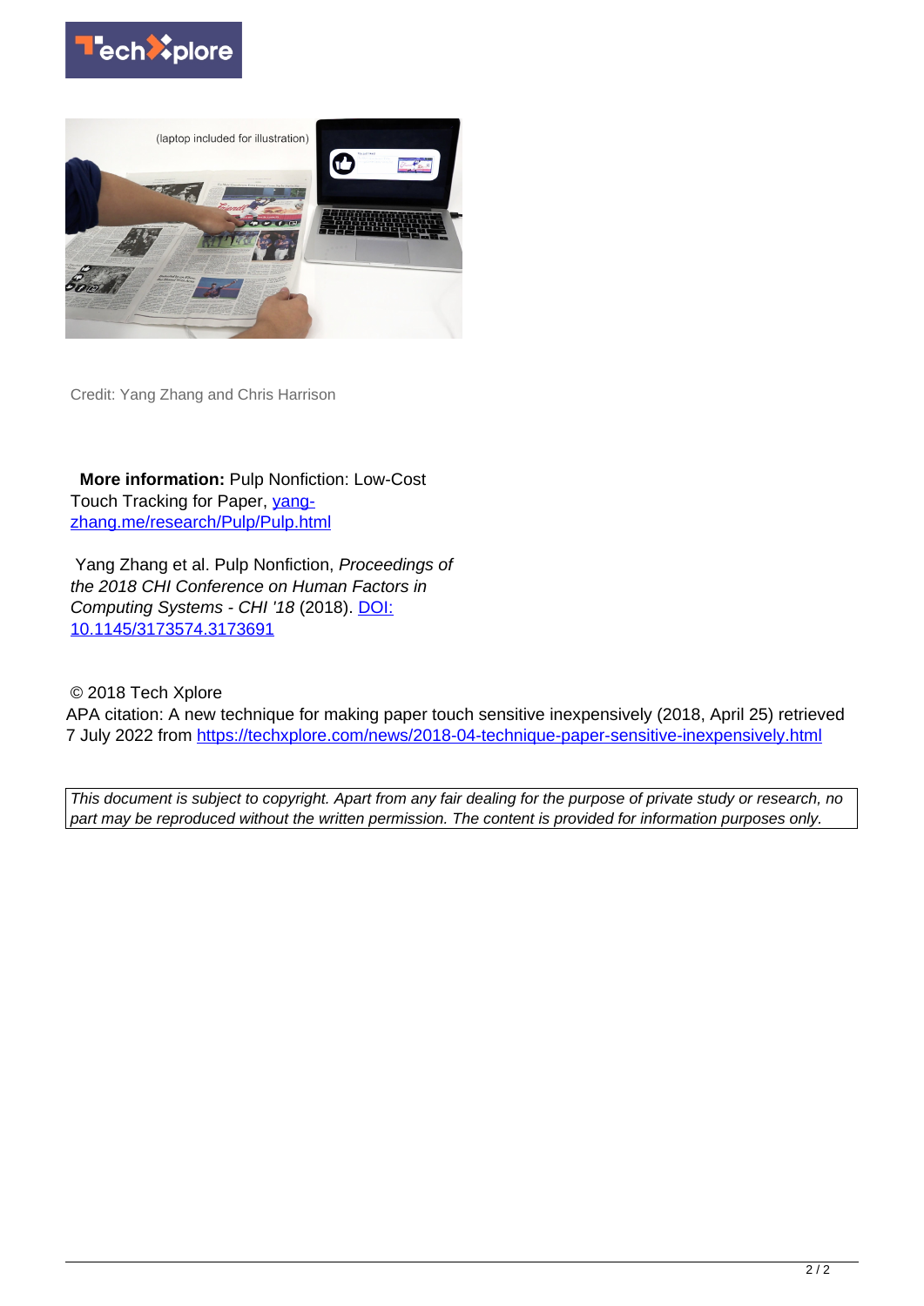Credit: Yang Zhang and Chris Harrison

**More information:** Pulp Nonfiction: Low-Cost Touch Tracking for Paper, yang-zhang.me/research/Pulp/Pulp.html

Yang Zhang et al. Pulp Nonfiction, *Proceedings of the 2018 CHI Conference on Human Factors in Computing Systems - CHI '18* (2018). DOI: 10.1145/3173574.3173691

© 2018 Tech Xplore

APA citation: A new technique for making paper touch sensitive inexpensively (2018, April 25) retrieved 7 July 2022 from https://techxplore.com/news/2018-04-technique-paper-sensitive-inexpensively.html

*This document is subject to copyright. Apart from any fair dealing for the purpose of private study or research, no part may be reproduced without the written permission. The content is provided for information purposes only.*